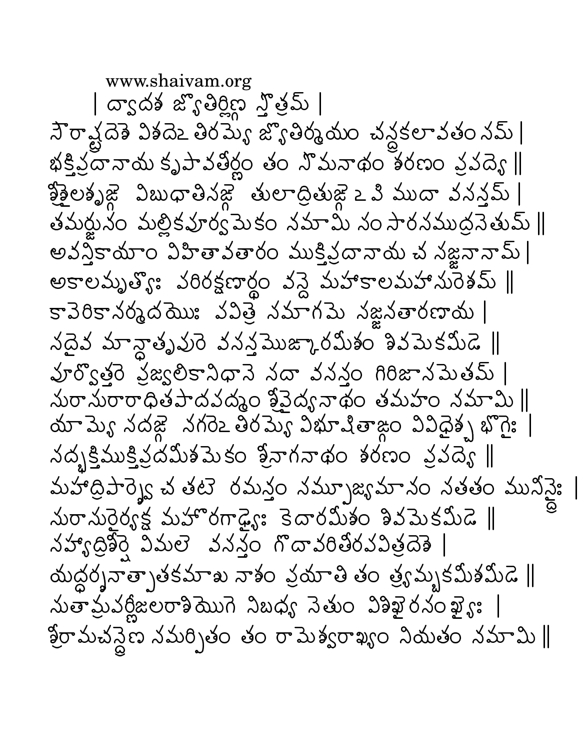| ద్వాదశ జ్యోతిర్లిఙ్గ స్తోత్రమ్ |

నౌరాష్ట్రదెశె విశదెఽతిరమ్యె జ్యోతిర్మయం చన్ద్రకలావతంనమ్ |
భక్తిప్రదానాయ కృపావతీర్ణం తం నొమనాథం శరణం ప్రవద్యె ||
శ్రీశైలశృఙ్గె విబుధాతినఙ్గె తులాద్రితుఙ్గెఽపి ముదా వనన్తమ్ |
తమర్జునం మల్లికపూర్వమెకం నమామి నంసారనముద్రనెతుమ్ ||
అవన్తికాయాం విహితావతారం ముక్తిప్రదానాయ చ నజ్జనానామ్ |
అకాలమృత్యోః వరిరక్షణార్థం వన్దె మహాకాలమహానురెశమ్ ||
కావెరికానర్మదయోః వవిత్రె నమాగమె నజ్జనతారణాయ |
నదైవ మాన్ధాతృపురె వనన్తమొఙ్కారమీశం శివమెకమీడె ||
పూర్వోత్తరె ప్రజ్వలికానిధానె నదా వనన్తం గిరిజానమెతమ్ |
నురానురారాధితపాదపద్మం శ్రీవైద్యనాథం తమహం నమామి ||
యామ్యె నదఙ్గె నగరెఽతిరమ్యె విభూషితాఙ్గం వివిధైశ్చ భోగైః |
నద్భక్తిముక్తిప్రదమీశమెకం శ్రీనాగనాథం శరణం ప్రవద్యె ||
మహాద్రిపార్శ్వె చ తటె రమన్తం నమ్పూజ్యమానం నతతం మునీన్ద్రైః |
నురానురైర్యక్ష మహోరగాఢ్యైః కెదారమీశం శివమెకమీడె ||
నహ్యాద్రిశీర్షె విమలె వనన్తం గోదావరితీరపవిత్రదెశె |
యద్దర్శనాత్పాతకమాశు నాశం ప్రయాతి తం త్ర్యమ్బకమీశమీడె ||
నుతామ్రపర్ణీజలరాశియోగె నిబధ్య నెతుం విశిఖైరనంఖ్యైః |
శ్రీరామచన్ద్రెణ నమర్పితం తం రామెశ్వరాఖ్యం నియతం నమామి ||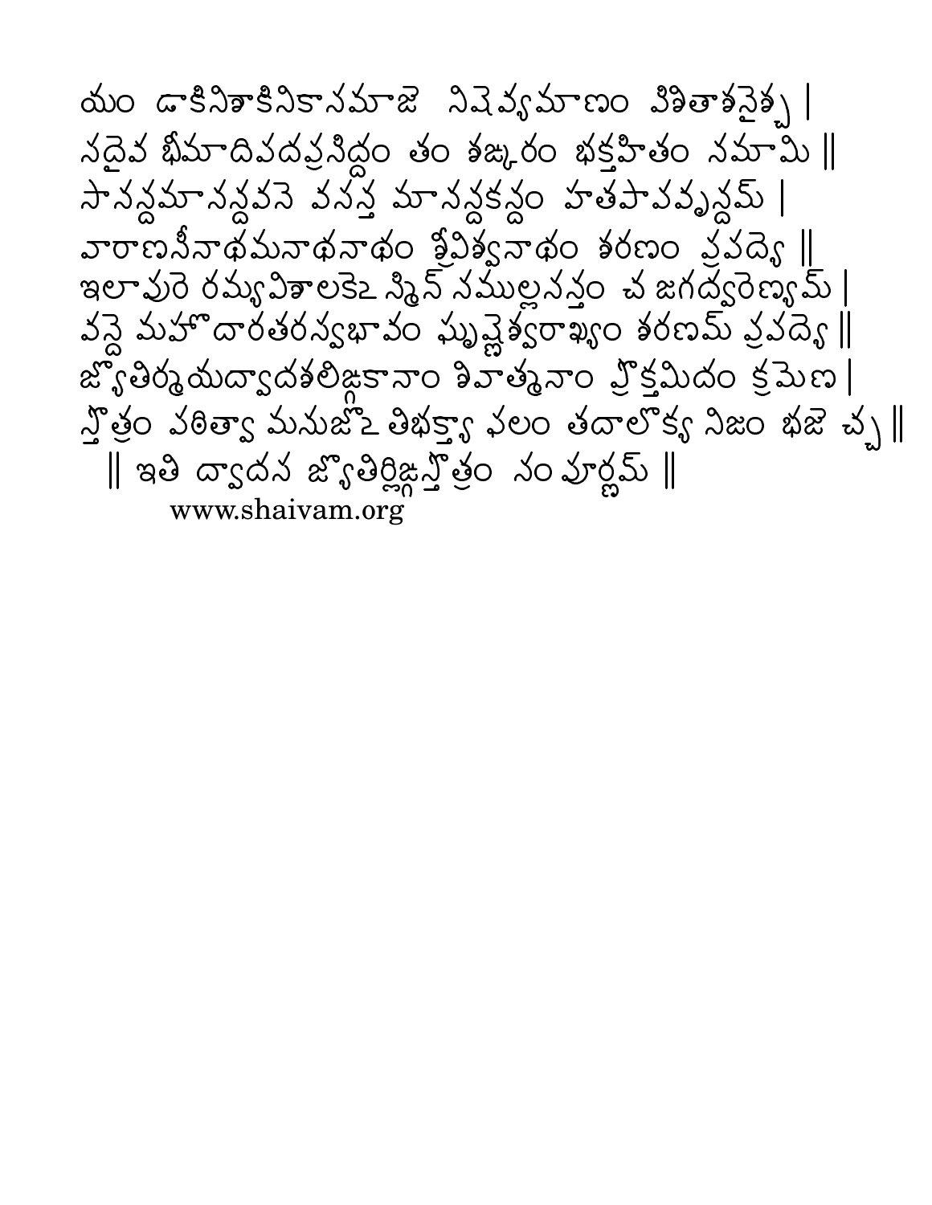యం డాకినిశాకినికానమాజె నిషెవ్యమాణం విశితాశనైశ్చ |
నదైవ భీమాదివదప్రనిద్ధం తం శఙ్కరం భక్తహితం నమామి ||
సానన్దమానన్దవనె వనన్త మానన్దకన్దం హతపావవృన్దమ్ |
వారాణనీనాథమనాథనాథం శ్రీవిశ్వనాథం శరణం వ్రవద్యే ||
ఇలాపురె రమ్యవిశాలకెఽస్మిన్ నముల్లనన్తం చ జగద్వరెణ్యమ్ |
వన్దె మహోదారతరన్వభావం ఘృష్ణెశ్వరాఖ్యం శరణమ్ వ్రవద్యే ||
జ్యోతిర్మయద్వాదశలిఙ్గకానాం శివాత్మనాం ప్రోక్తమిదం క్రమెణ |
స్తోత్రం వఠిత్వా మనుజోఽతిభక్త్యా ఫలం తదాలోక్య నిజం భజెచ్చ ||

|| ఇతి ద్వాదన జ్యోతిర్లిఙ్గస్తోత్రం నంపూర్ణమ్ ||

www.shaivam.org